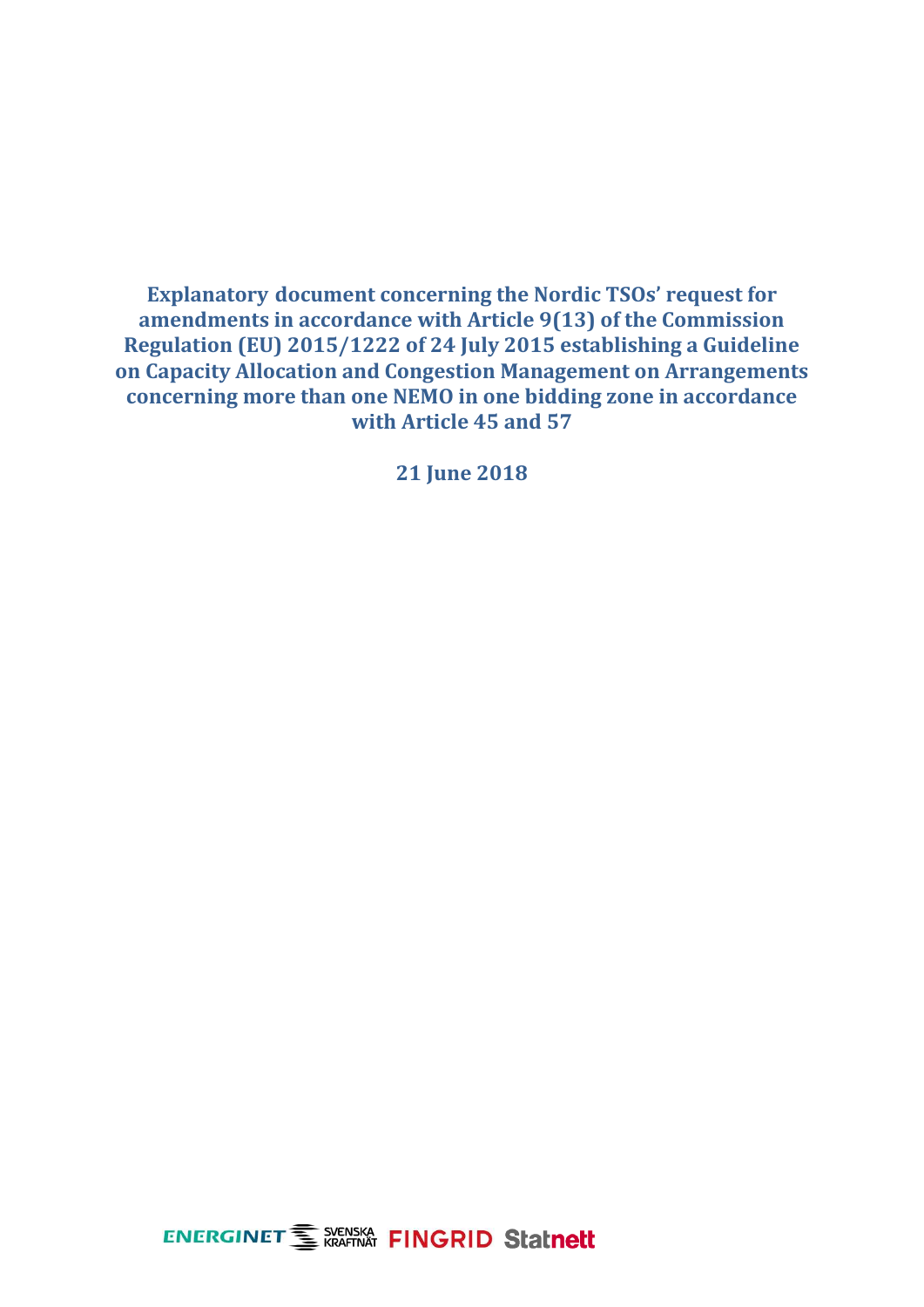# Explanatory document concerning the Nordic TSOs' request for amendments in accordance with Article 9(13) of the Commission Regulation (EU) 2015/1222 of 24 July 2015 establishing a Guideline on Capacity Allocation and Congestion Management on Arrangements concerning more than one NEMO in one bidding zone in accordance with Article 45 and 57

**21 June 2018**

ENERGINET SVENSKA KRAFTNÄT FINGRID Statnett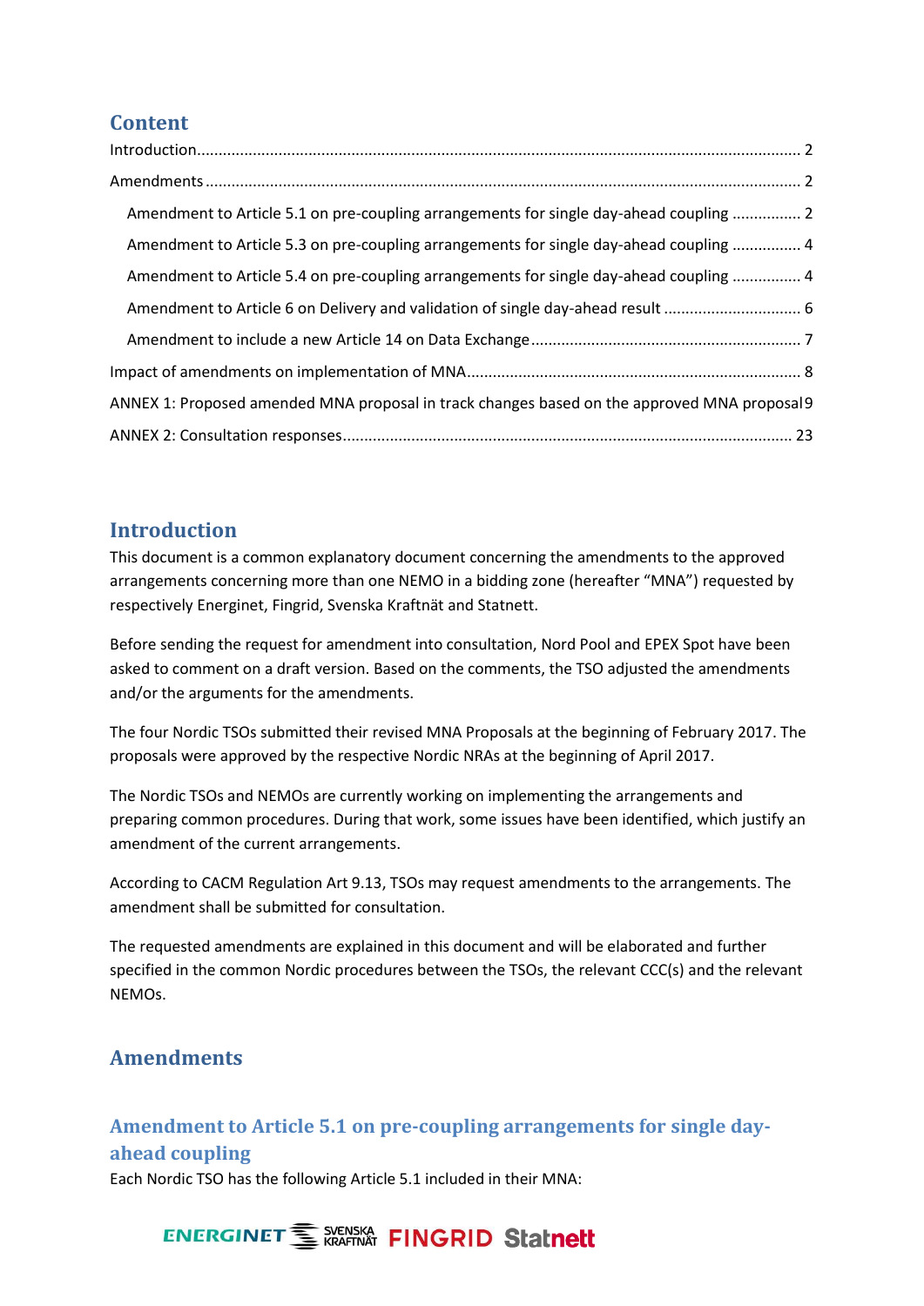## Content

- Introduction ... 2
- Amendments ... 2
  - Amendment to Article 5.1 on pre-coupling arrangements for single day-ahead coupling ... 2
  - Amendment to Article 5.3 on pre-coupling arrangements for single day-ahead coupling ... 4
  - Amendment to Article 5.4 on pre-coupling arrangements for single day-ahead coupling ... 4
  - Amendment to Article 6 on Delivery and validation of single day-ahead result ... 6
  - Amendment to include a new Article 14 on Data Exchange ... 7
- Impact of amendments on implementation of MNA ... 8
- ANNEX 1: Proposed amended MNA proposal in track changes based on the approved MNA proposal ... 9
- ANNEX 2: Consultation responses ... 23

## Introduction

This document is a common explanatory document concerning the amendments to the approved arrangements concerning more than one NEMO in a bidding zone (hereafter "MNA") requested by respectively Energinet, Fingrid, Svenska Kraftnät and Statnett.

Before sending the request for amendment into consultation, Nord Pool and EPEX Spot have been asked to comment on a draft version. Based on the comments, the TSO adjusted the amendments and/or the arguments for the amendments.

The four Nordic TSOs submitted their revised MNA Proposals at the beginning of February 2017. The proposals were approved by the respective Nordic NRAs at the beginning of April 2017.

The Nordic TSOs and NEMOs are currently working on implementing the arrangements and preparing common procedures. During that work, some issues have been identified, which justify an amendment of the current arrangements.

According to CACM Regulation Art 9.13, TSOs may request amendments to the arrangements. The amendment shall be submitted for consultation.

The requested amendments are explained in this document and will be elaborated and further specified in the common Nordic procedures between the TSOs, the relevant CCC(s) and the relevant NEMOs.

## Amendments

### Amendment to Article 5.1 on pre-coupling arrangements for single day-ahead coupling

Each Nordic TSO has the following Article 5.1 included in their MNA: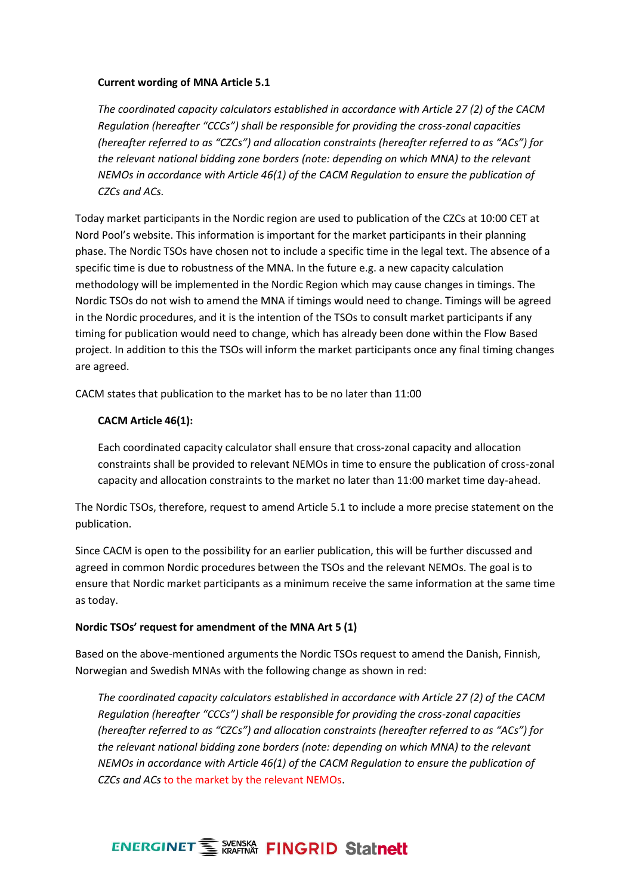**Current wording of MNA Article 5.1**

> *The coordinated capacity calculators established in accordance with Article 27 (2) of the CACM Regulation (hereafter "CCCs") shall be responsible for providing the cross-zonal capacities (hereafter referred to as "CZCs") and allocation constraints (hereafter referred to as "ACs") for the relevant national bidding zone borders (note: depending on which MNA) to the relevant NEMOs in accordance with Article 46(1) of the CACM Regulation to ensure the publication of CZCs and ACs.*

Today market participants in the Nordic region are used to publication of the CZCs at 10:00 CET at Nord Pool's website. This information is important for the market participants in their planning phase. The Nordic TSOs have chosen not to include a specific time in the legal text. The absence of a specific time is due to robustness of the MNA. In the future e.g. a new capacity calculation methodology will be implemented in the Nordic Region which may cause changes in timings. The Nordic TSOs do not wish to amend the MNA if timings would need to change. Timings will be agreed in the Nordic procedures, and it is the intention of the TSOs to consult market participants if any timing for publication would need to change, which has already been done within the Flow Based project. In addition to this the TSOs will inform the market participants once any final timing changes are agreed.

CACM states that publication to the market has to be no later than 11:00

> **CACM Article 46(1):**
>
> Each coordinated capacity calculator shall ensure that cross-zonal capacity and allocation constraints shall be provided to relevant NEMOs in time to ensure the publication of cross-zonal capacity and allocation constraints to the market no later than 11:00 market time day-ahead.

The Nordic TSOs, therefore, request to amend Article 5.1 to include a more precise statement on the publication.

Since CACM is open to the possibility for an earlier publication, this will be further discussed and agreed in common Nordic procedures between the TSOs and the relevant NEMOs. The goal is to ensure that Nordic market participants as a minimum receive the same information at the same time as today.

**Nordic TSOs' request for amendment of the MNA Art 5 (1)**

Based on the above-mentioned arguments the Nordic TSOs request to amend the Danish, Finnish, Norwegian and Swedish MNAs with the following change as shown in red:

> *The coordinated capacity calculators established in accordance with Article 27 (2) of the CACM Regulation (hereafter "CCCs") shall be responsible for providing the cross-zonal capacities (hereafter referred to as "CZCs") and allocation constraints (hereafter referred to as "ACs") for the relevant national bidding zone borders (note: depending on which MNA) to the relevant NEMOs in accordance with Article 46(1) of the CACM Regulation to ensure the publication of CZCs and ACs* to the market by the relevant NEMOs.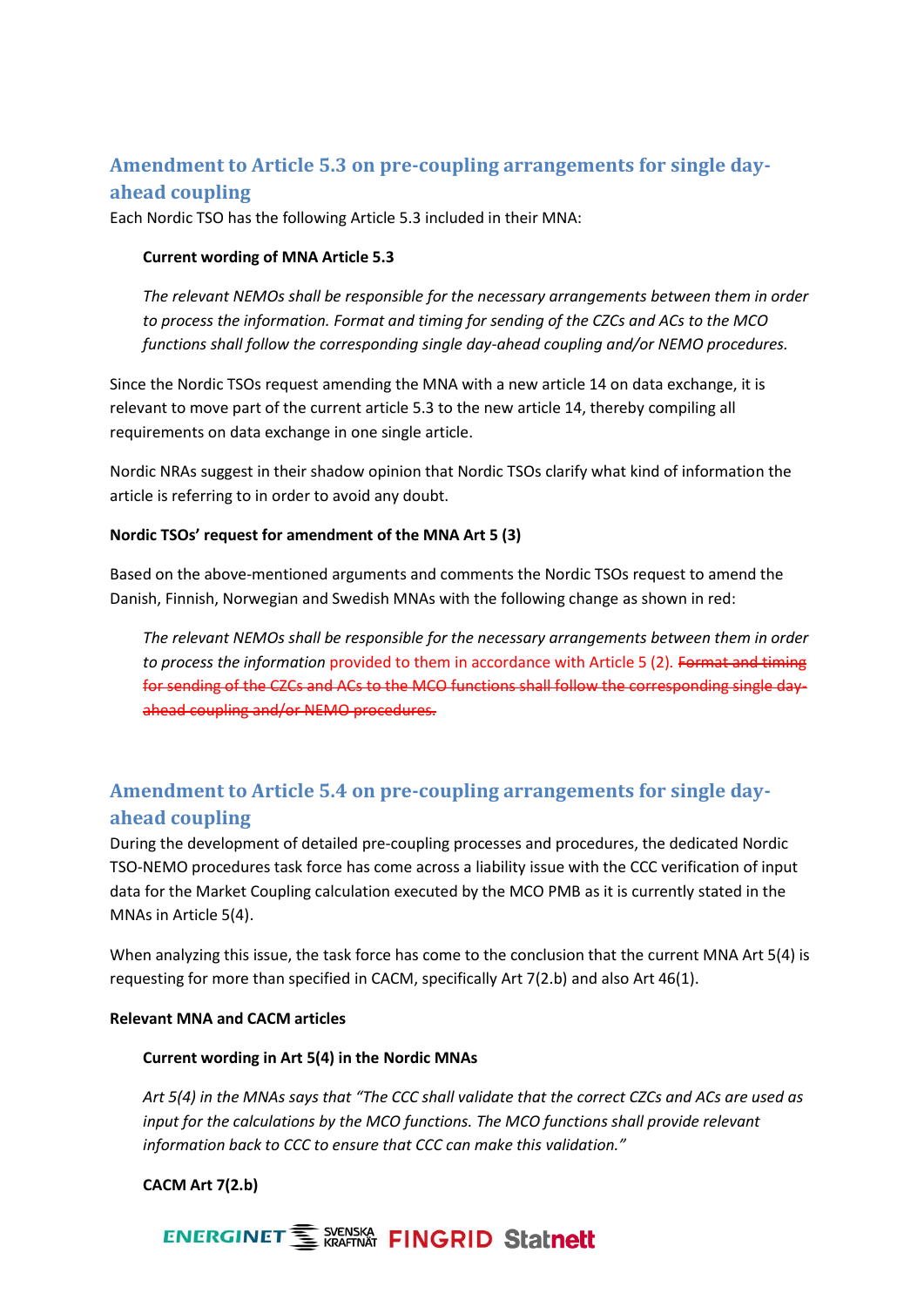## Amendment to Article 5.3 on pre-coupling arrangements for single day-ahead coupling

Each Nordic TSO has the following Article 5.3 included in their MNA:

> **Current wording of MNA Article 5.3**
>
> *The relevant NEMOs shall be responsible for the necessary arrangements between them in order to process the information. Format and timing for sending of the CZCs and ACs to the MCO functions shall follow the corresponding single day-ahead coupling and/or NEMO procedures.*

Since the Nordic TSOs request amending the MNA with a new article 14 on data exchange, it is relevant to move part of the current article 5.3 to the new article 14, thereby compiling all requirements on data exchange in one single article.

Nordic NRAs suggest in their shadow opinion that Nordic TSOs clarify what kind of information the article is referring to in order to avoid any doubt.

**Nordic TSOs' request for amendment of the MNA Art 5 (3)**

Based on the above-mentioned arguments and comments the Nordic TSOs request to amend the Danish, Finnish, Norwegian and Swedish MNAs with the following change as shown in red:

> *The relevant NEMOs shall be responsible for the necessary arrangements between them in order to process the information* provided to them in accordance with Article 5 (2). ~~Format and timing for sending of the CZCs and ACs to the MCO functions shall follow the corresponding single day-ahead coupling and/or NEMO procedures.~~

## Amendment to Article 5.4 on pre-coupling arrangements for single day-ahead coupling

During the development of detailed pre-coupling processes and procedures, the dedicated Nordic TSO-NEMO procedures task force has come across a liability issue with the CCC verification of input data for the Market Coupling calculation executed by the MCO PMB as it is currently stated in the MNAs in Article 5(4).

When analyzing this issue, the task force has come to the conclusion that the current MNA Art 5(4) is requesting for more than specified in CACM, specifically Art 7(2.b) and also Art 46(1).

**Relevant MNA and CACM articles**

> **Current wording in Art 5(4) in the Nordic MNAs**
>
> *Art 5(4) in the MNAs says that "The CCC shall validate that the correct CZCs and ACs are used as input for the calculations by the MCO functions. The MCO functions shall provide relevant information back to CCC to ensure that CCC can make this validation."*
>
> **CACM Art 7(2.b)**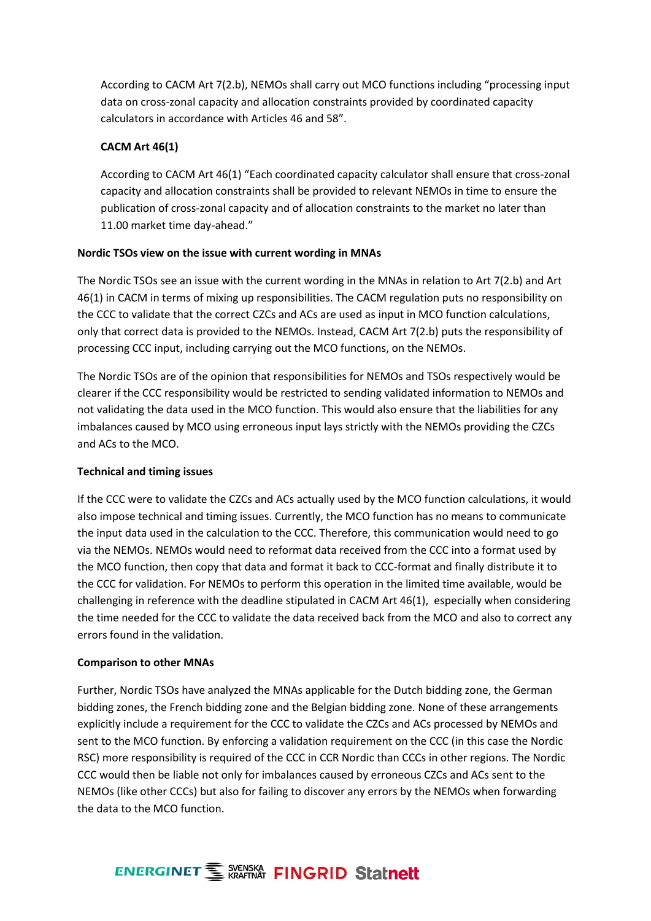According to CACM Art 7(2.b), NEMOs shall carry out MCO functions including "processing input data on cross-zonal capacity and allocation constraints provided by coordinated capacity calculators in accordance with Articles 46 and 58".

**CACM Art 46(1)**

According to CACM Art 46(1) "Each coordinated capacity calculator shall ensure that cross-zonal capacity and allocation constraints shall be provided to relevant NEMOs in time to ensure the publication of cross-zonal capacity and of allocation constraints to the market no later than 11.00 market time day-ahead."

**Nordic TSOs view on the issue with current wording in MNAs**

The Nordic TSOs see an issue with the current wording in the MNAs in relation to Art 7(2.b) and Art 46(1) in CACM in terms of mixing up responsibilities. The CACM regulation puts no responsibility on the CCC to validate that the correct CZCs and ACs are used as input in MCO function calculations, only that correct data is provided to the NEMOs. Instead, CACM Art 7(2.b) puts the responsibility of processing CCC input, including carrying out the MCO functions, on the NEMOs.

The Nordic TSOs are of the opinion that responsibilities for NEMOs and TSOs respectively would be clearer if the CCC responsibility would be restricted to sending validated information to NEMOs and not validating the data used in the MCO function. This would also ensure that the liabilities for any imbalances caused by MCO using erroneous input lays strictly with the NEMOs providing the CZCs and ACs to the MCO.

**Technical and timing issues**

If the CCC were to validate the CZCs and ACs actually used by the MCO function calculations, it would also impose technical and timing issues. Currently, the MCO function has no means to communicate the input data used in the calculation to the CCC. Therefore, this communication would need to go via the NEMOs. NEMOs would need to reformat data received from the CCC into a format used by the MCO function, then copy that data and format it back to CCC-format and finally distribute it to the CCC for validation. For NEMOs to perform this operation in the limited time available, would be challenging in reference with the deadline stipulated in CACM Art 46(1), especially when considering the time needed for the CCC to validate the data received back from the MCO and also to correct any errors found in the validation.

**Comparison to other MNAs**

Further, Nordic TSOs have analyzed the MNAs applicable for the Dutch bidding zone, the German bidding zones, the French bidding zone and the Belgian bidding zone. None of these arrangements explicitly include a requirement for the CCC to validate the CZCs and ACs processed by NEMOs and sent to the MCO function. By enforcing a validation requirement on the CCC (in this case the Nordic RSC) more responsibility is required of the CCC in CCR Nordic than CCCs in other regions. The Nordic CCC would then be liable not only for imbalances caused by erroneous CZCs and ACs sent to the NEMOs (like other CCCs) but also for failing to discover any errors by the NEMOs when forwarding the data to the MCO function.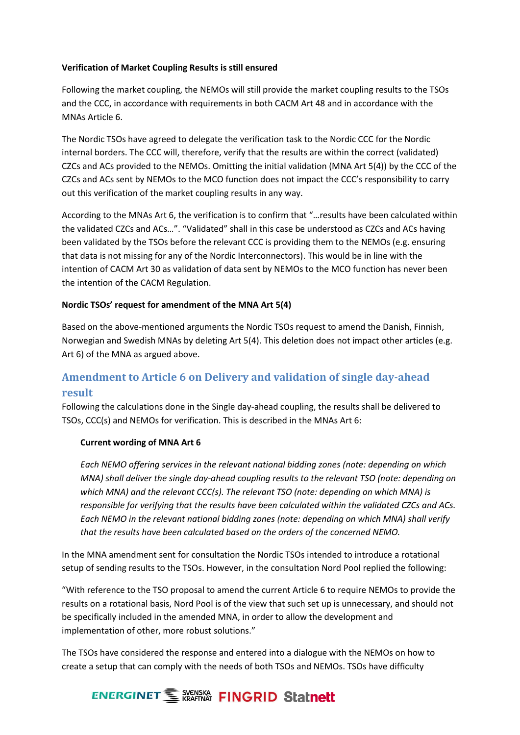**Verification of Market Coupling Results is still ensured**

Following the market coupling, the NEMOs will still provide the market coupling results to the TSOs and the CCC, in accordance with requirements in both CACM Art 48 and in accordance with the MNAs Article 6.

The Nordic TSOs have agreed to delegate the verification task to the Nordic CCC for the Nordic internal borders. The CCC will, therefore, verify that the results are within the correct (validated) CZCs and ACs provided to the NEMOs. Omitting the initial validation (MNA Art 5(4)) by the CCC of the CZCs and ACs sent by NEMOs to the MCO function does not impact the CCC's responsibility to carry out this verification of the market coupling results in any way.

According to the MNAs Art 6, the verification is to confirm that "…results have been calculated within the validated CZCs and ACs…". "Validated" shall in this case be understood as CZCs and ACs having been validated by the TSOs before the relevant CCC is providing them to the NEMOs (e.g. ensuring that data is not missing for any of the Nordic Interconnectors). This would be in line with the intention of CACM Art 30 as validation of data sent by NEMOs to the MCO function has never been the intention of the CACM Regulation.

**Nordic TSOs' request for amendment of the MNA Art 5(4)**

Based on the above-mentioned arguments the Nordic TSOs request to amend the Danish, Finnish, Norwegian and Swedish MNAs by deleting Art 5(4). This deletion does not impact other articles (e.g. Art 6) of the MNA as argued above.

## Amendment to Article 6 on Delivery and validation of single day-ahead result

Following the calculations done in the Single day-ahead coupling, the results shall be delivered to TSOs, CCC(s) and NEMOs for verification. This is described in the MNAs Art 6:

**Current wording of MNA Art 6**

*Each NEMO offering services in the relevant national bidding zones (note: depending on which MNA) shall deliver the single day-ahead coupling results to the relevant TSO (note: depending on which MNA) and the relevant CCC(s). The relevant TSO (note: depending on which MNA) is responsible for verifying that the results have been calculated within the validated CZCs and ACs. Each NEMO in the relevant national bidding zones (note: depending on which MNA) shall verify that the results have been calculated based on the orders of the concerned NEMO.*

In the MNA amendment sent for consultation the Nordic TSOs intended to introduce a rotational setup of sending results to the TSOs. However, in the consultation Nord Pool replied the following:

"With reference to the TSO proposal to amend the current Article 6 to require NEMOs to provide the results on a rotational basis, Nord Pool is of the view that such set up is unnecessary, and should not be specifically included in the amended MNA, in order to allow the development and implementation of other, more robust solutions."

The TSOs have considered the response and entered into a dialogue with the NEMOs on how to create a setup that can comply with the needs of both TSOs and NEMOs. TSOs have difficulty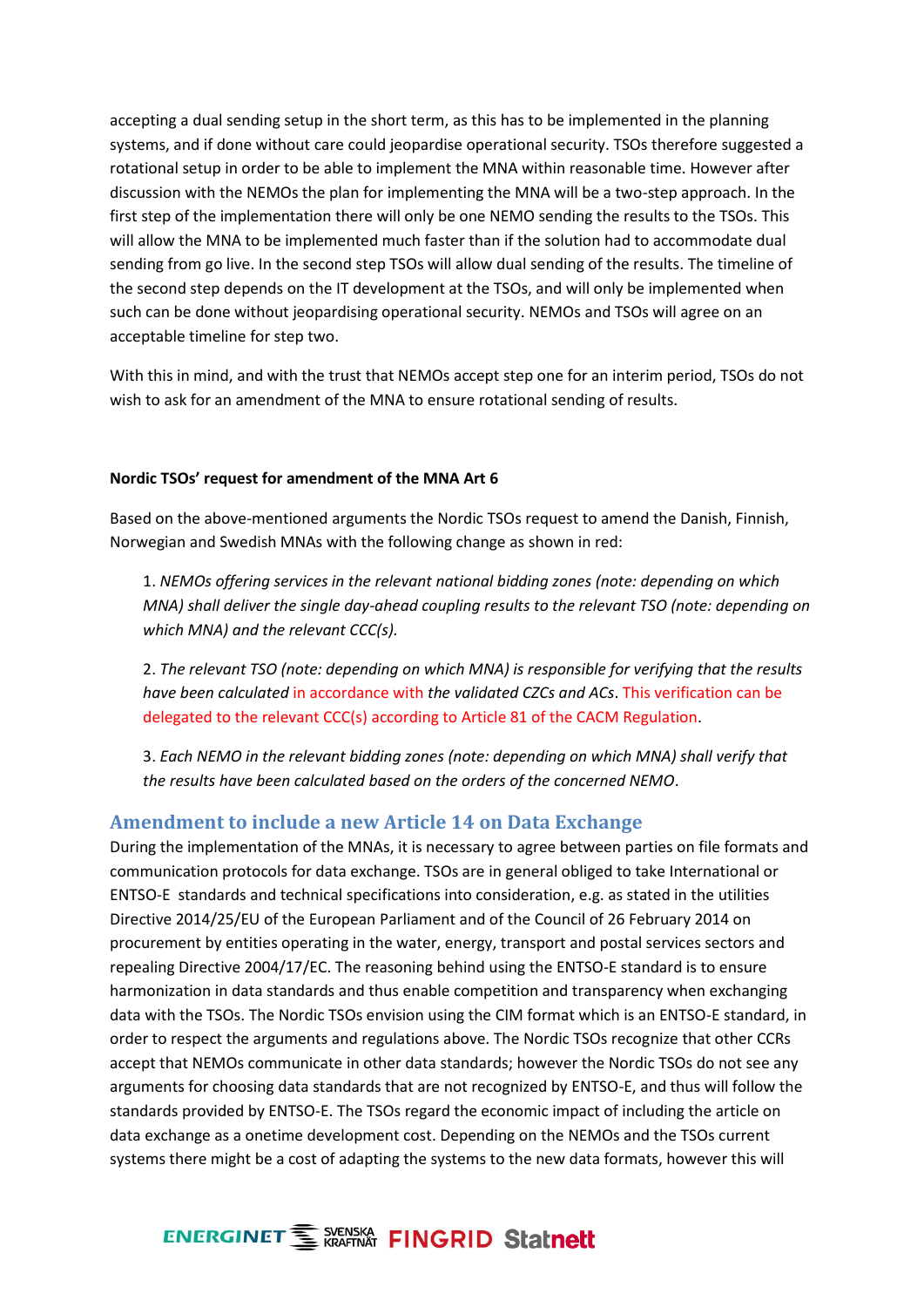accepting a dual sending setup in the short term, as this has to be implemented in the planning systems, and if done without care could jeopardise operational security. TSOs therefore suggested a rotational setup in order to be able to implement the MNA within reasonable time. However after discussion with the NEMOs the plan for implementing the MNA will be a two-step approach. In the first step of the implementation there will only be one NEMO sending the results to the TSOs. This will allow the MNA to be implemented much faster than if the solution had to accommodate dual sending from go live. In the second step TSOs will allow dual sending of the results. The timeline of the second step depends on the IT development at the TSOs, and will only be implemented when such can be done without jeopardising operational security. NEMOs and TSOs will agree on an acceptable timeline for step two.

With this in mind, and with the trust that NEMOs accept step one for an interim period, TSOs do not wish to ask for an amendment of the MNA to ensure rotational sending of results.

**Nordic TSOs' request for amendment of the MNA Art 6**

Based on the above-mentioned arguments the Nordic TSOs request to amend the Danish, Finnish, Norwegian and Swedish MNAs with the following change as shown in red:

> 1. *NEMOs offering services in the relevant national bidding zones (note: depending on which MNA) shall deliver the single day-ahead coupling results to the relevant TSO (note: depending on which MNA) and the relevant CCC(s).*
>
> 2. *The relevant TSO (note: depending on which MNA) is responsible for verifying that the results have been calculated* in accordance with *the validated CZCs and ACs*. This verification can be delegated to the relevant CCC(s) according to Article 81 of the CACM Regulation.
>
> 3. *Each NEMO in the relevant bidding zones (note: depending on which MNA) shall verify that the results have been calculated based on the orders of the concerned NEMO*.

## Amendment to include a new Article 14 on Data Exchange

During the implementation of the MNAs, it is necessary to agree between parties on file formats and communication protocols for data exchange. TSOs are in general obliged to take International or ENTSO-E standards and technical specifications into consideration, e.g. as stated in the utilities Directive 2014/25/EU of the European Parliament and of the Council of 26 February 2014 on procurement by entities operating in the water, energy, transport and postal services sectors and repealing Directive 2004/17/EC. The reasoning behind using the ENTSO-E standard is to ensure harmonization in data standards and thus enable competition and transparency when exchanging data with the TSOs. The Nordic TSOs envision using the CIM format which is an ENTSO-E standard, in order to respect the arguments and regulations above. The Nordic TSOs recognize that other CCRs accept that NEMOs communicate in other data standards; however the Nordic TSOs do not see any arguments for choosing data standards that are not recognized by ENTSO-E, and thus will follow the standards provided by ENTSO-E. The TSOs regard the economic impact of including the article on data exchange as a onetime development cost. Depending on the NEMOs and the TSOs current systems there might be a cost of adapting the systems to the new data formats, however this will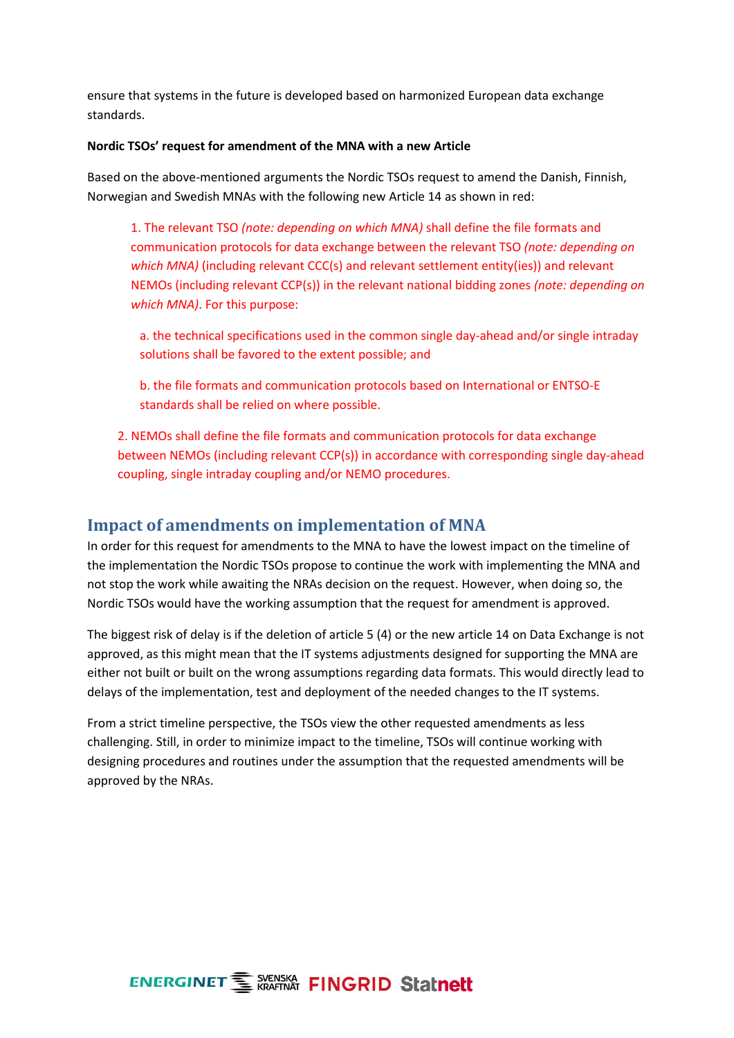ensure that systems in the future is developed based on harmonized European data exchange standards.

**Nordic TSOs' request for amendment of the MNA with a new Article**

Based on the above-mentioned arguments the Nordic TSOs request to amend the Danish, Finnish, Norwegian and Swedish MNAs with the following new Article 14 as shown in red:

> 1. The relevant TSO *(note: depending on which MNA)* shall define the file formats and communication protocols for data exchange between the relevant TSO *(note: depending on which MNA)* (including relevant CCC(s) and relevant settlement entity(ies)) and relevant NEMOs (including relevant CCP(s)) in the relevant national bidding zones *(note: depending on which MNA)*. For this purpose:
>
> a. the technical specifications used in the common single day-ahead and/or single intraday solutions shall be favored to the extent possible; and
>
> b. the file formats and communication protocols based on International or ENTSO-E standards shall be relied on where possible.
>
> 2. NEMOs shall define the file formats and communication protocols for data exchange between NEMOs (including relevant CCP(s)) in accordance with corresponding single day-ahead coupling, single intraday coupling and/or NEMO procedures.

## Impact of amendments on implementation of MNA

In order for this request for amendments to the MNA to have the lowest impact on the timeline of the implementation the Nordic TSOs propose to continue the work with implementing the MNA and not stop the work while awaiting the NRAs decision on the request. However, when doing so, the Nordic TSOs would have the working assumption that the request for amendment is approved.

The biggest risk of delay is if the deletion of article 5 (4) or the new article 14 on Data Exchange is not approved, as this might mean that the IT systems adjustments designed for supporting the MNA are either not built or built on the wrong assumptions regarding data formats. This would directly lead to delays of the implementation, test and deployment of the needed changes to the IT systems.

From a strict timeline perspective, the TSOs view the other requested amendments as less challenging. Still, in order to minimize impact to the timeline, TSOs will continue working with designing procedures and routines under the assumption that the requested amendments will be approved by the NRAs.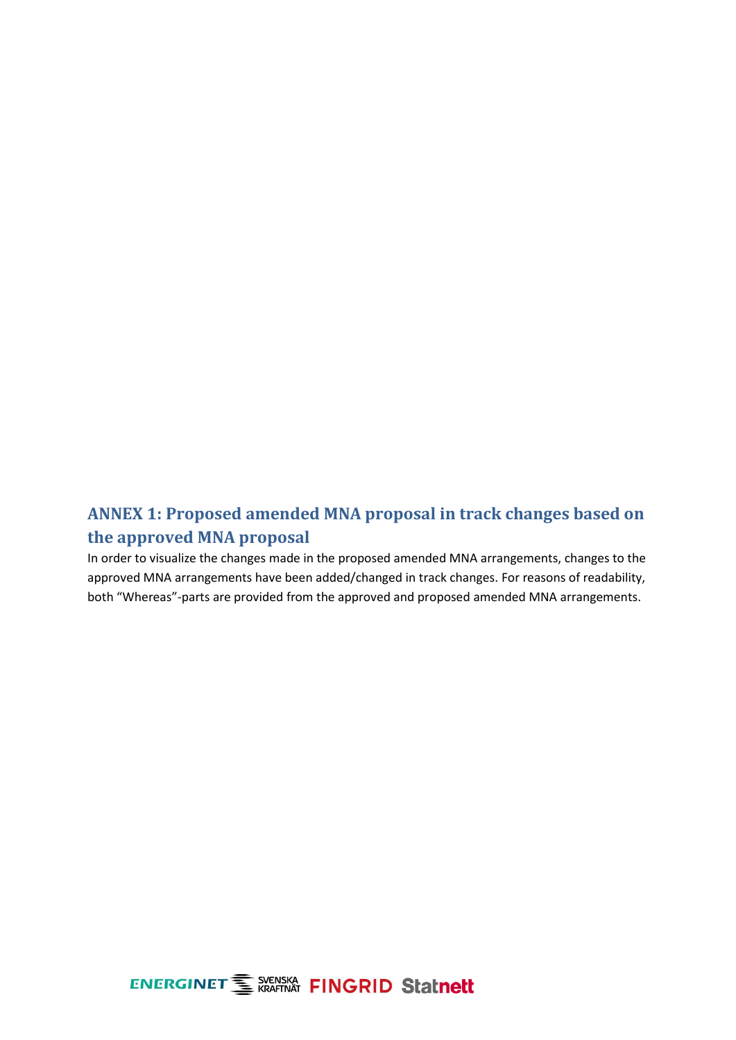## ANNEX 1: Proposed amended MNA proposal in track changes based on the approved MNA proposal

In order to visualize the changes made in the proposed amended MNA arrangements, changes to the approved MNA arrangements have been added/changed in track changes. For reasons of readability, both “Whereas”-parts are provided from the approved and proposed amended MNA arrangements.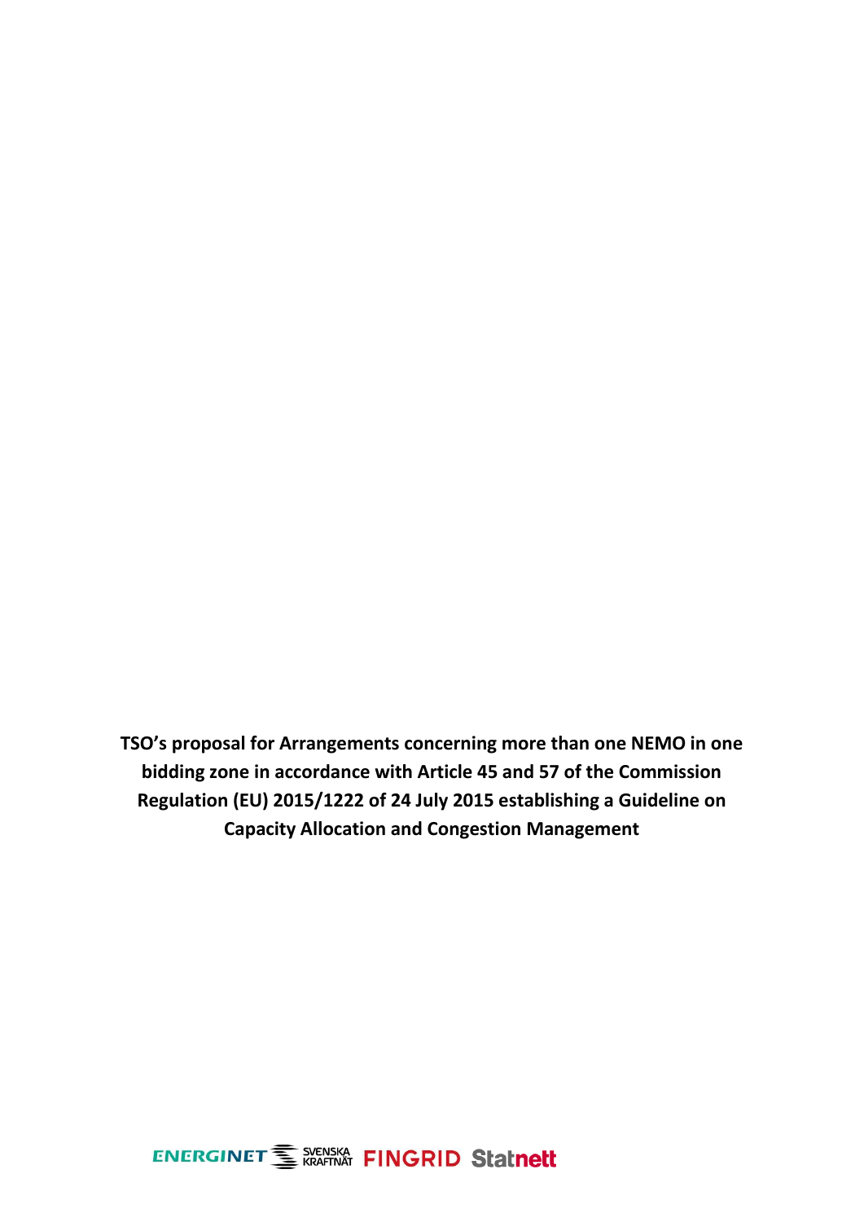**TSO's proposal for Arrangements concerning more than one NEMO in one bidding zone in accordance with Article 45 and 57 of the Commission Regulation (EU) 2015/1222 of 24 July 2015 establishing a Guideline on Capacity Allocation and Congestion Management**

ENERGINET SVENSKA KRAFTNÄT FINGRID Statnett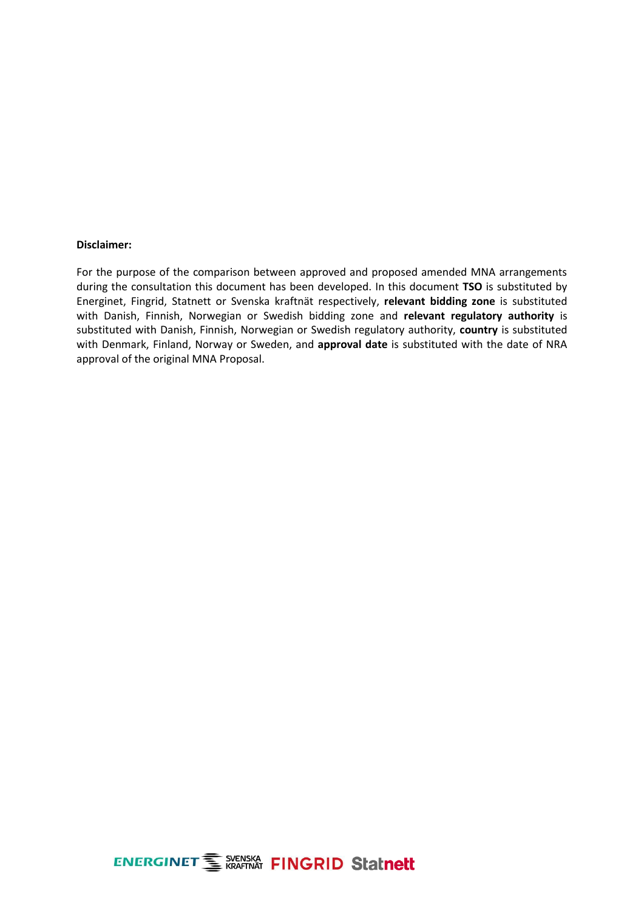**Disclaimer:**

For the purpose of the comparison between approved and proposed amended MNA arrangements during the consultation this document has been developed. In this document **TSO** is substituted by Energinet, Fingrid, Statnett or Svenska kraftnät respectively, **relevant bidding zone** is substituted with Danish, Finnish, Norwegian or Swedish bidding zone and **relevant regulatory authority** is substituted with Danish, Finnish, Norwegian or Swedish regulatory authority, **country** is substituted with Denmark, Finland, Norway or Sweden, and **approval date** is substituted with the date of NRA approval of the original MNA Proposal.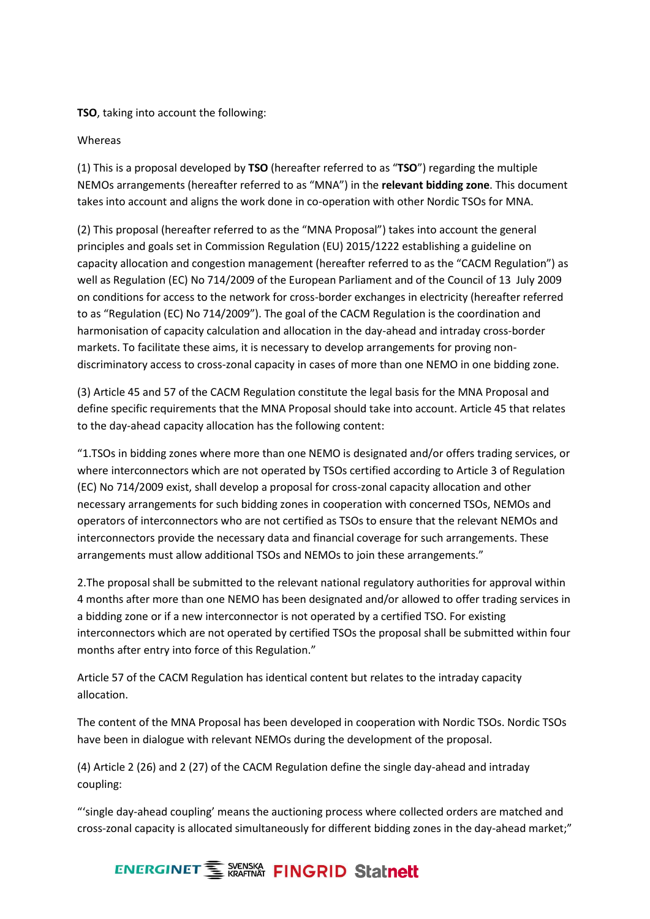**TSO**, taking into account the following:

Whereas

(1) This is a proposal developed by **TSO** (hereafter referred to as "**TSO**") regarding the multiple NEMOs arrangements (hereafter referred to as "MNA") in the **relevant bidding zone**. This document takes into account and aligns the work done in co-operation with other Nordic TSOs for MNA.

(2) This proposal (hereafter referred to as the "MNA Proposal") takes into account the general principles and goals set in Commission Regulation (EU) 2015/1222 establishing a guideline on capacity allocation and congestion management (hereafter referred to as the "CACM Regulation") as well as Regulation (EC) No 714/2009 of the European Parliament and of the Council of 13 July 2009 on conditions for access to the network for cross-border exchanges in electricity (hereafter referred to as "Regulation (EC) No 714/2009"). The goal of the CACM Regulation is the coordination and harmonisation of capacity calculation and allocation in the day-ahead and intraday cross-border markets. To facilitate these aims, it is necessary to develop arrangements for proving non-discriminatory access to cross-zonal capacity in cases of more than one NEMO in one bidding zone.

(3) Article 45 and 57 of the CACM Regulation constitute the legal basis for the MNA Proposal and define specific requirements that the MNA Proposal should take into account. Article 45 that relates to the day-ahead capacity allocation has the following content:

"1.TSOs in bidding zones where more than one NEMO is designated and/or offers trading services, or where interconnectors which are not operated by TSOs certified according to Article 3 of Regulation (EC) No 714/2009 exist, shall develop a proposal for cross-zonal capacity allocation and other necessary arrangements for such bidding zones in cooperation with concerned TSOs, NEMOs and operators of interconnectors who are not certified as TSOs to ensure that the relevant NEMOs and interconnectors provide the necessary data and financial coverage for such arrangements. These arrangements must allow additional TSOs and NEMOs to join these arrangements."

2.The proposal shall be submitted to the relevant national regulatory authorities for approval within 4 months after more than one NEMO has been designated and/or allowed to offer trading services in a bidding zone or if a new interconnector is not operated by a certified TSO. For existing interconnectors which are not operated by certified TSOs the proposal shall be submitted within four months after entry into force of this Regulation."

Article 57 of the CACM Regulation has identical content but relates to the intraday capacity allocation.

The content of the MNA Proposal has been developed in cooperation with Nordic TSOs. Nordic TSOs have been in dialogue with relevant NEMOs during the development of the proposal.

(4) Article 2 (26) and 2 (27) of the CACM Regulation define the single day-ahead and intraday coupling:

"'single day-ahead coupling' means the auctioning process where collected orders are matched and cross-zonal capacity is allocated simultaneously for different bidding zones in the day-ahead market;"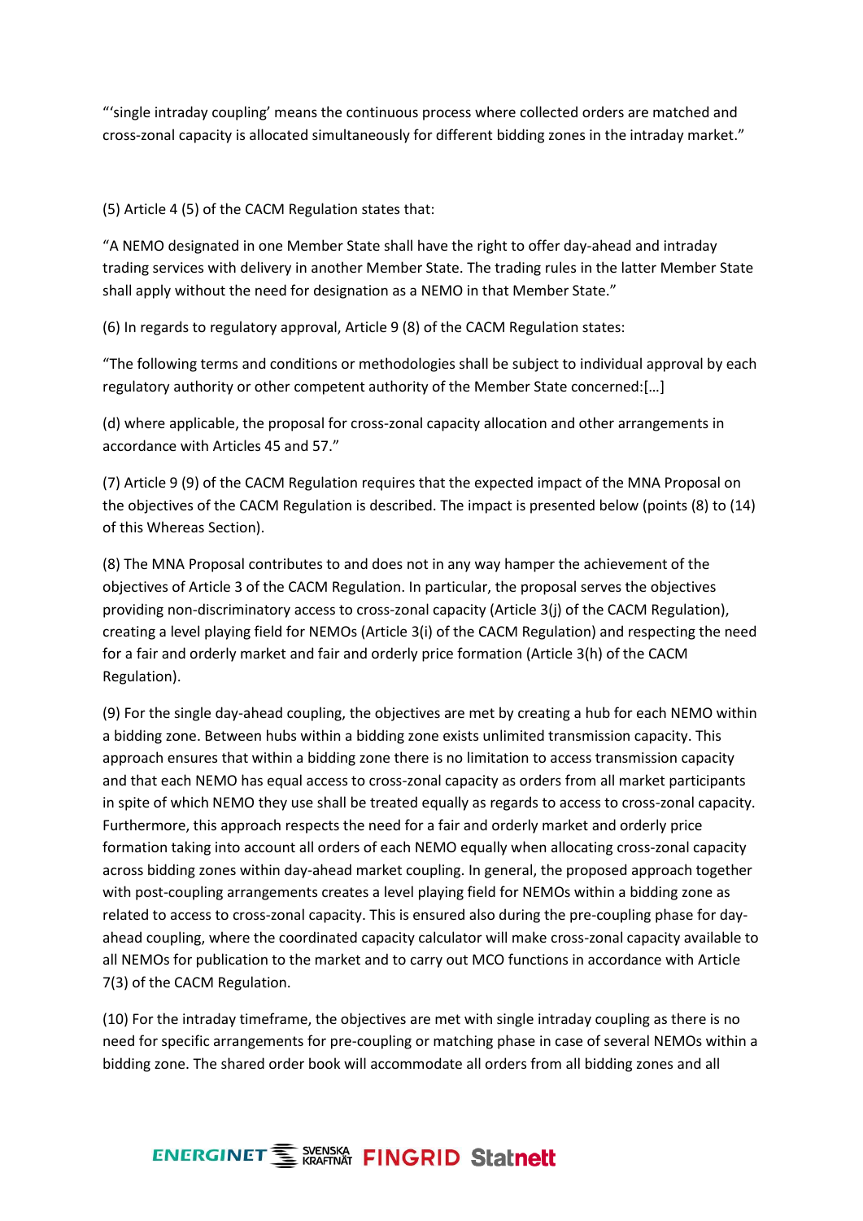"'single intraday coupling' means the continuous process where collected orders are matched and cross-zonal capacity is allocated simultaneously for different bidding zones in the intraday market."

(5) Article 4 (5) of the CACM Regulation states that:

"A NEMO designated in one Member State shall have the right to offer day-ahead and intraday trading services with delivery in another Member State. The trading rules in the latter Member State shall apply without the need for designation as a NEMO in that Member State."

(6) In regards to regulatory approval, Article 9 (8) of the CACM Regulation states:

"The following terms and conditions or methodologies shall be subject to individual approval by each regulatory authority or other competent authority of the Member State concerned:[…]

(d) where applicable, the proposal for cross-zonal capacity allocation and other arrangements in accordance with Articles 45 and 57."

(7) Article 9 (9) of the CACM Regulation requires that the expected impact of the MNA Proposal on the objectives of the CACM Regulation is described. The impact is presented below (points (8) to (14) of this Whereas Section).

(8) The MNA Proposal contributes to and does not in any way hamper the achievement of the objectives of Article 3 of the CACM Regulation. In particular, the proposal serves the objectives providing non-discriminatory access to cross-zonal capacity (Article 3(j) of the CACM Regulation), creating a level playing field for NEMOs (Article 3(i) of the CACM Regulation) and respecting the need for a fair and orderly market and fair and orderly price formation (Article 3(h) of the CACM Regulation).

(9) For the single day-ahead coupling, the objectives are met by creating a hub for each NEMO within a bidding zone. Between hubs within a bidding zone exists unlimited transmission capacity. This approach ensures that within a bidding zone there is no limitation to access transmission capacity and that each NEMO has equal access to cross-zonal capacity as orders from all market participants in spite of which NEMO they use shall be treated equally as regards to access to cross-zonal capacity. Furthermore, this approach respects the need for a fair and orderly market and orderly price formation taking into account all orders of each NEMO equally when allocating cross-zonal capacity across bidding zones within day-ahead market coupling. In general, the proposed approach together with post-coupling arrangements creates a level playing field for NEMOs within a bidding zone as related to access to cross-zonal capacity. This is ensured also during the pre-coupling phase for day-ahead coupling, where the coordinated capacity calculator will make cross-zonal capacity available to all NEMOs for publication to the market and to carry out MCO functions in accordance with Article 7(3) of the CACM Regulation.

(10) For the intraday timeframe, the objectives are met with single intraday coupling as there is no need for specific arrangements for pre-coupling or matching phase in case of several NEMOs within a bidding zone. The shared order book will accommodate all orders from all bidding zones and all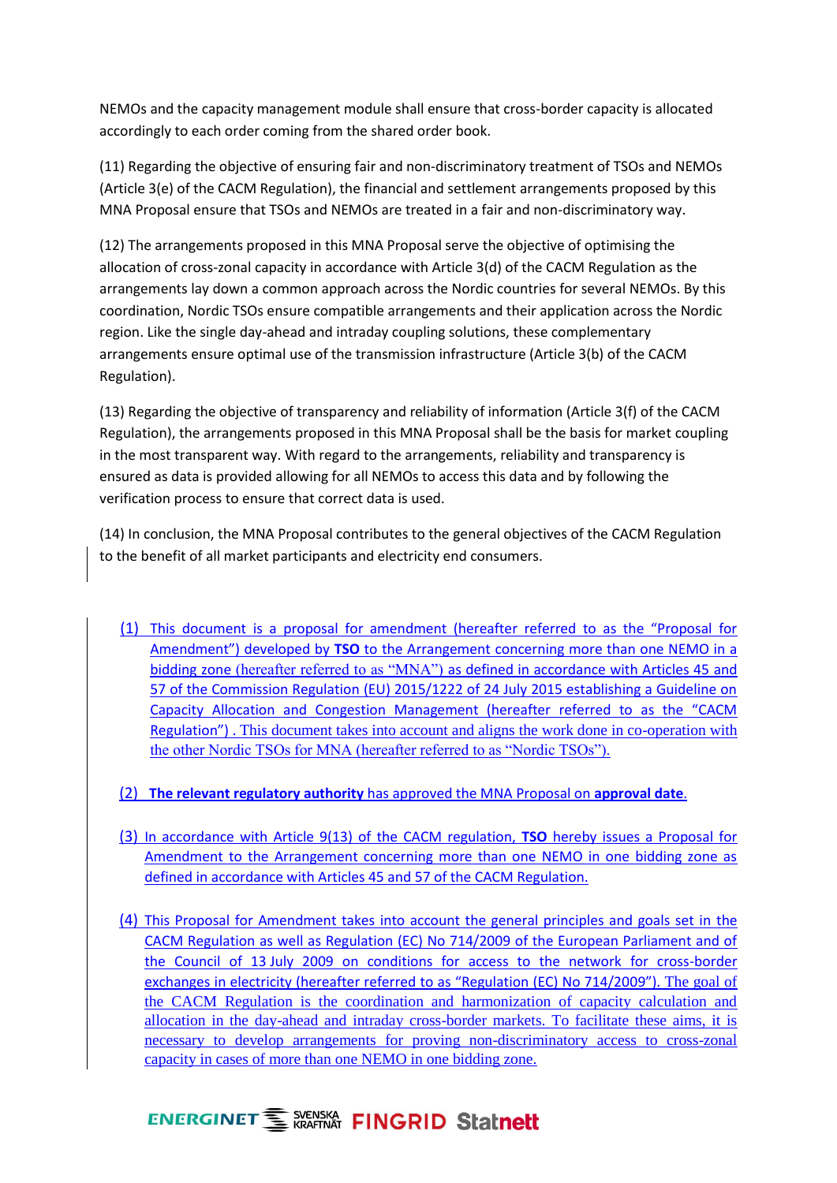NEMOs and the capacity management module shall ensure that cross-border capacity is allocated accordingly to each order coming from the shared order book.

(11) Regarding the objective of ensuring fair and non-discriminatory treatment of TSOs and NEMOs (Article 3(e) of the CACM Regulation), the financial and settlement arrangements proposed by this MNA Proposal ensure that TSOs and NEMOs are treated in a fair and non-discriminatory way.

(12) The arrangements proposed in this MNA Proposal serve the objective of optimising the allocation of cross-zonal capacity in accordance with Article 3(d) of the CACM Regulation as the arrangements lay down a common approach across the Nordic countries for several NEMOs. By this coordination, Nordic TSOs ensure compatible arrangements and their application across the Nordic region. Like the single day-ahead and intraday coupling solutions, these complementary arrangements ensure optimal use of the transmission infrastructure (Article 3(b) of the CACM Regulation).

(13) Regarding the objective of transparency and reliability of information (Article 3(f) of the CACM Regulation), the arrangements proposed in this MNA Proposal shall be the basis for market coupling in the most transparent way. With regard to the arrangements, reliability and transparency is ensured as data is provided allowing for all NEMOs to access this data and by following the verification process to ensure that correct data is used.

(14) In conclusion, the MNA Proposal contributes to the general objectives of the CACM Regulation to the benefit of all market participants and electricity end consumers.

(1) This document is a proposal for amendment (hereafter referred to as the "Proposal for Amendment") developed by **TSO** to the Arrangement concerning more than one NEMO in a bidding zone (hereafter referred to as "MNA") as defined in accordance with Articles 45 and 57 of the Commission Regulation (EU) 2015/1222 of 24 July 2015 establishing a Guideline on Capacity Allocation and Congestion Management (hereafter referred to as the "CACM Regulation") . This document takes into account and aligns the work done in co-operation with the other Nordic TSOs for MNA (hereafter referred to as "Nordic TSOs").

(2) **The relevant regulatory authority** has approved the MNA Proposal on **approval date**.

(3) In accordance with Article 9(13) of the CACM regulation, **TSO** hereby issues a Proposal for Amendment to the Arrangement concerning more than one NEMO in one bidding zone as defined in accordance with Articles 45 and 57 of the CACM Regulation.

(4) This Proposal for Amendment takes into account the general principles and goals set in the CACM Regulation as well as Regulation (EC) No 714/2009 of the European Parliament and of the Council of 13 July 2009 on conditions for access to the network for cross-border exchanges in electricity (hereafter referred to as "Regulation (EC) No 714/2009"). The goal of the CACM Regulation is the coordination and harmonization of capacity calculation and allocation in the day-ahead and intraday cross-border markets. To facilitate these aims, it is necessary to develop arrangements for proving non-discriminatory access to cross-zonal capacity in cases of more than one NEMO in one bidding zone.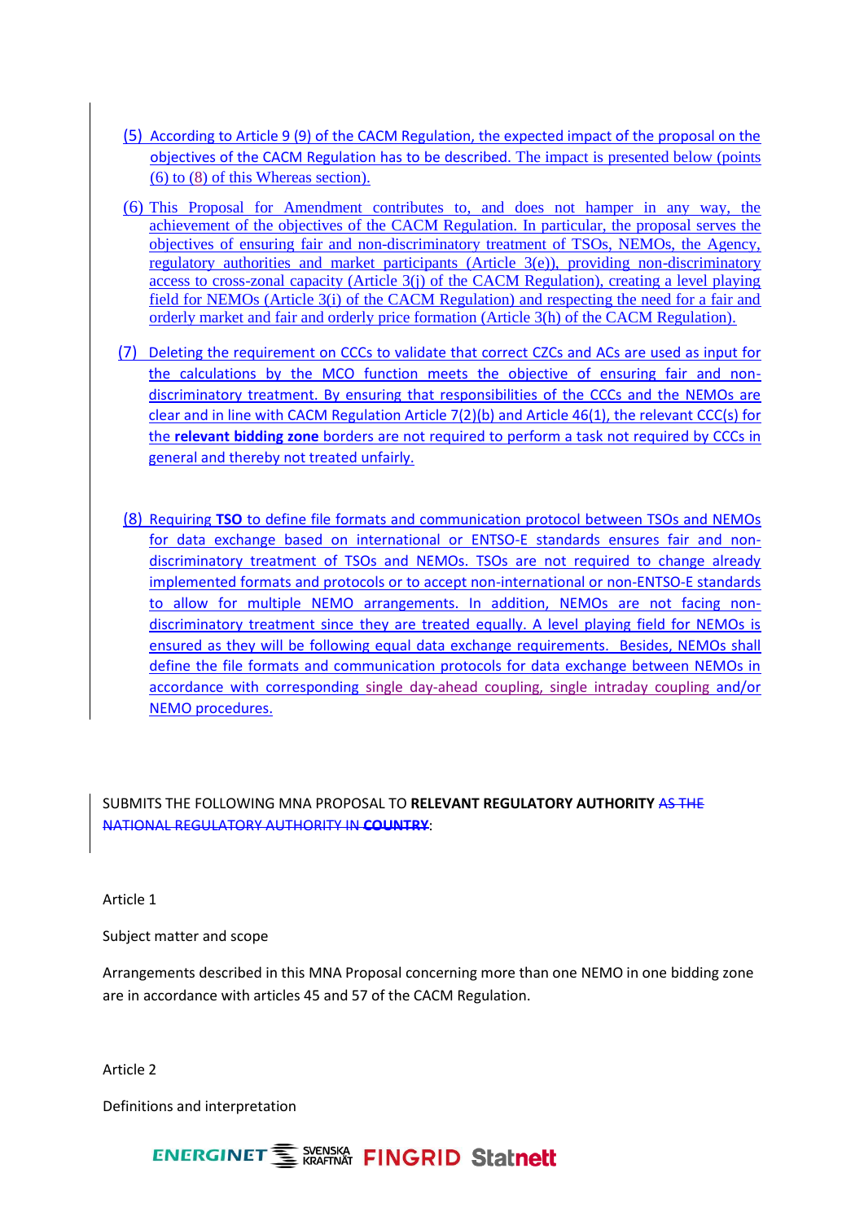(5) According to Article 9 (9) of the CACM Regulation, the expected impact of the proposal on the objectives of the CACM Regulation has to be described. The impact is presented below (points (6) to (8) of this Whereas section).

(6) This Proposal for Amendment contributes to, and does not hamper in any way, the achievement of the objectives of the CACM Regulation. In particular, the proposal serves the objectives of ensuring fair and non-discriminatory treatment of TSOs, NEMOs, the Agency, regulatory authorities and market participants (Article 3(e)), providing non-discriminatory access to cross-zonal capacity (Article 3(j) of the CACM Regulation), creating a level playing field for NEMOs (Article 3(i) of the CACM Regulation) and respecting the need for a fair and orderly market and fair and orderly price formation (Article 3(h) of the CACM Regulation).

(7) Deleting the requirement on CCCs to validate that correct CZCs and ACs are used as input for the calculations by the MCO function meets the objective of ensuring fair and non-discriminatory treatment. By ensuring that responsibilities of the CCCs and the NEMOs are clear and in line with CACM Regulation Article 7(2)(b) and Article 46(1), the relevant CCC(s) for the **relevant bidding zone** borders are not required to perform a task not required by CCCs in general and thereby not treated unfairly.

(8) Requiring **TSO** to define file formats and communication protocol between TSOs and NEMOs for data exchange based on international or ENTSO-E standards ensures fair and non-discriminatory treatment of TSOs and NEMOs. TSOs are not required to change already implemented formats and protocols or to accept non-international or non-ENTSO-E standards to allow for multiple NEMO arrangements. In addition, NEMOs are not facing non-discriminatory treatment since they are treated equally. A level playing field for NEMOs is ensured as they will be following equal data exchange requirements. Besides, NEMOs shall define the file formats and communication protocols for data exchange between NEMOs in accordance with corresponding single day-ahead coupling, single intraday coupling and/or NEMO procedures.

SUBMITS THE FOLLOWING MNA PROPOSAL TO **RELEVANT REGULATORY AUTHORITY** ~~AS THE NATIONAL REGULATORY AUTHORITY IN **COUNTRY**~~:

Article 1

Subject matter and scope

Arrangements described in this MNA Proposal concerning more than one NEMO in one bidding zone are in accordance with articles 45 and 57 of the CACM Regulation.

Article 2

Definitions and interpretation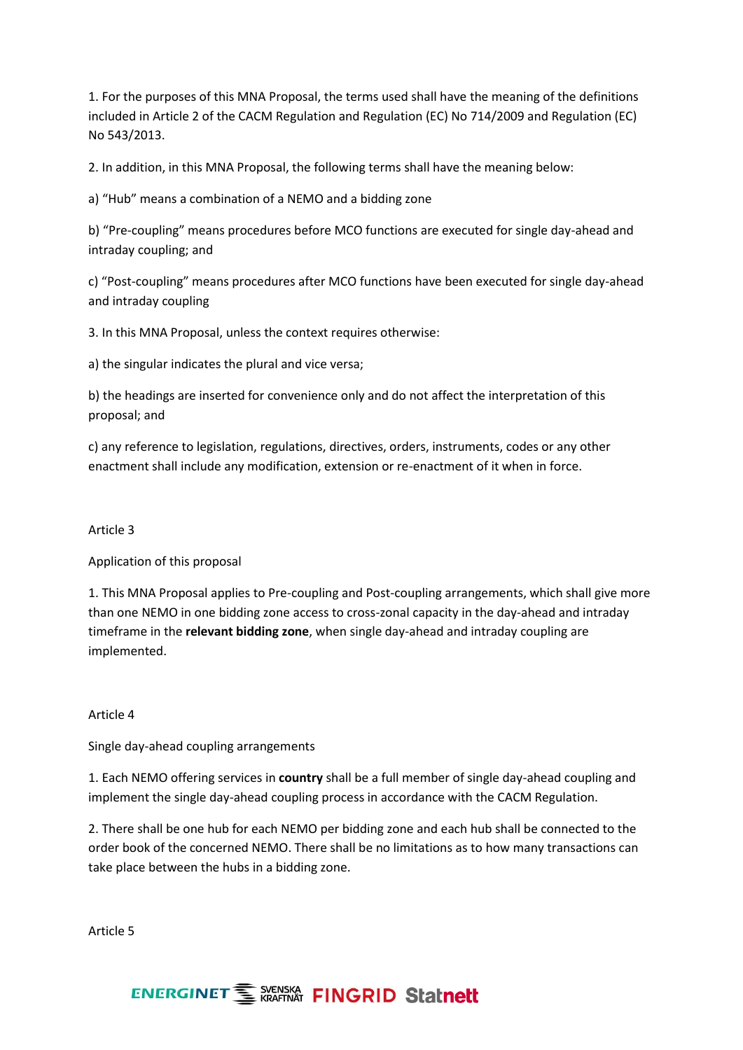1. For the purposes of this MNA Proposal, the terms used shall have the meaning of the definitions included in Article 2 of the CACM Regulation and Regulation (EC) No 714/2009 and Regulation (EC) No 543/2013.

2. In addition, in this MNA Proposal, the following terms shall have the meaning below:

a) "Hub" means a combination of a NEMO and a bidding zone

b) "Pre-coupling" means procedures before MCO functions are executed for single day-ahead and intraday coupling; and

c) "Post-coupling" means procedures after MCO functions have been executed for single day-ahead and intraday coupling

3. In this MNA Proposal, unless the context requires otherwise:

a) the singular indicates the plural and vice versa;

b) the headings are inserted for convenience only and do not affect the interpretation of this proposal; and

c) any reference to legislation, regulations, directives, orders, instruments, codes or any other enactment shall include any modification, extension or re-enactment of it when in force.

Article 3

Application of this proposal

1. This MNA Proposal applies to Pre-coupling and Post-coupling arrangements, which shall give more than one NEMO in one bidding zone access to cross-zonal capacity in the day-ahead and intraday timeframe in the **relevant bidding zone**, when single day-ahead and intraday coupling are implemented.

Article 4

Single day-ahead coupling arrangements

1. Each NEMO offering services in **country** shall be a full member of single day-ahead coupling and implement the single day-ahead coupling process in accordance with the CACM Regulation.

2. There shall be one hub for each NEMO per bidding zone and each hub shall be connected to the order book of the concerned NEMO. There shall be no limitations as to how many transactions can take place between the hubs in a bidding zone.

Article 5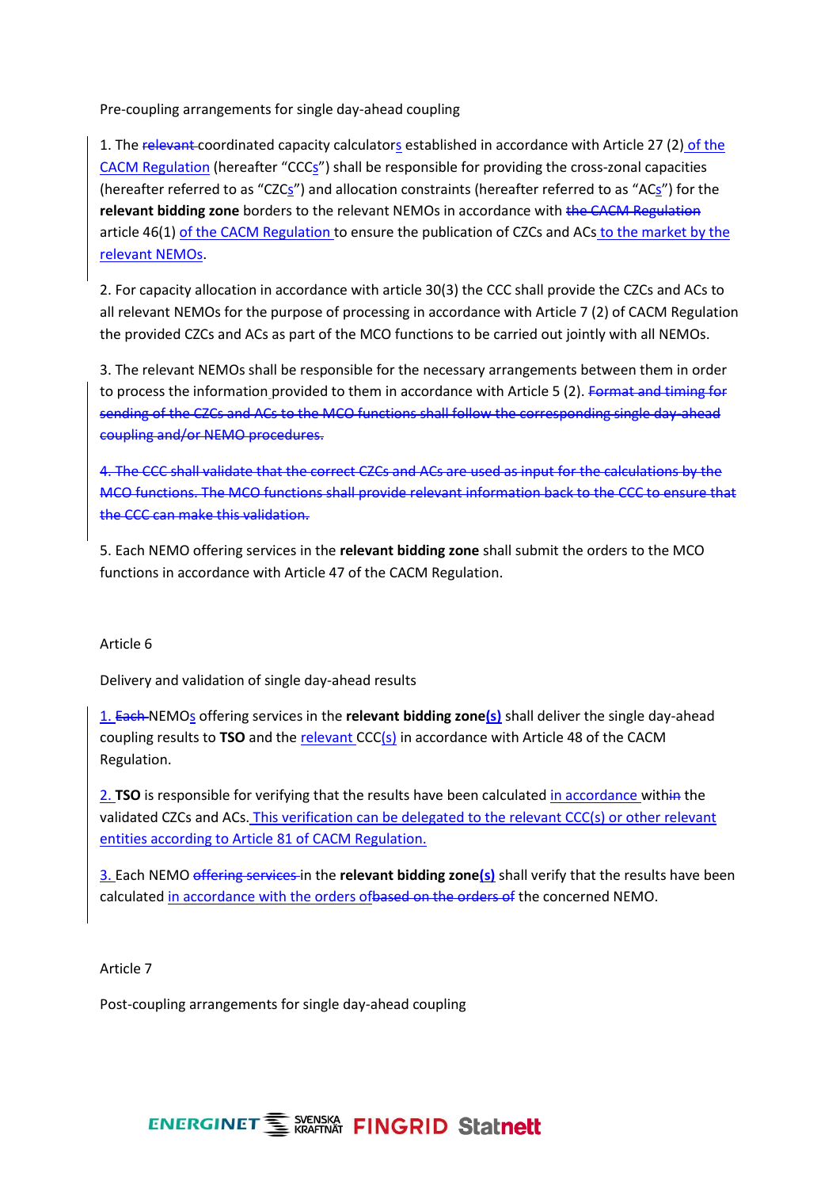Pre-coupling arrangements for single day-ahead coupling

1. The ~~relevant~~ coordinated capacity calculators established in accordance with Article 27 (2) of the CACM Regulation (hereafter "CCCs") shall be responsible for providing the cross-zonal capacities (hereafter referred to as "CZCs") and allocation constraints (hereafter referred to as "ACs") for the **relevant bidding zone** borders to the relevant NEMOs in accordance with ~~the CACM Regulation~~ article 46(1) of the CACM Regulation to ensure the publication of CZCs and ACs to the market by the relevant NEMOs.

2. For capacity allocation in accordance with article 30(3) the CCC shall provide the CZCs and ACs to all relevant NEMOs for the purpose of processing in accordance with Article 7 (2) of CACM Regulation the provided CZCs and ACs as part of the MCO functions to be carried out jointly with all NEMOs.

3. The relevant NEMOs shall be responsible for the necessary arrangements between them in order to process the information provided to them in accordance with Article 5 (2). ~~Format and timing for sending of the CZCs and ACs to the MCO functions shall follow the corresponding single day-ahead coupling and/or NEMO procedures.~~

~~4. The CCC shall validate that the correct CZCs and ACs are used as input for the calculations by the MCO functions. The MCO functions shall provide relevant information back to the CCC to ensure that the CCC can make this validation.~~

5. Each NEMO offering services in the **relevant bidding zone** shall submit the orders to the MCO functions in accordance with Article 47 of the CACM Regulation.

Article 6

Delivery and validation of single day-ahead results

1. ~~Each~~ NEMOs offering services in the **relevant bidding zone(s)** shall deliver the single day-ahead coupling results to **TSO** and the relevant CCC(s) in accordance with Article 48 of the CACM Regulation.

2. **TSO** is responsible for verifying that the results have been calculated in accordance with~~in~~ the validated CZCs and ACs. This verification can be delegated to the relevant CCC(s) or other relevant entities according to Article 81 of CACM Regulation.

3. Each NEMO ~~offering services~~ in the **relevant bidding zone(s)** shall verify that the results have been calculated in accordance with the orders of~~based on the orders of~~ the concerned NEMO.

Article 7

Post-coupling arrangements for single day-ahead coupling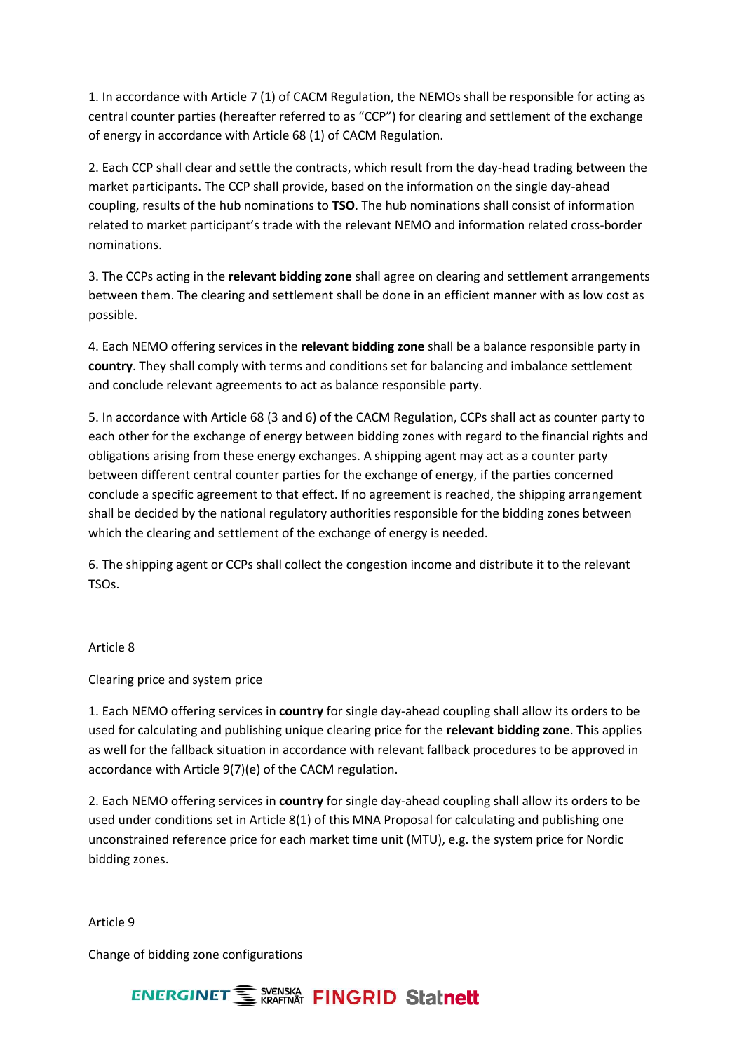1. In accordance with Article 7 (1) of CACM Regulation, the NEMOs shall be responsible for acting as central counter parties (hereafter referred to as "CCP") for clearing and settlement of the exchange of energy in accordance with Article 68 (1) of CACM Regulation.

2. Each CCP shall clear and settle the contracts, which result from the day-head trading between the market participants. The CCP shall provide, based on the information on the single day-ahead coupling, results of the hub nominations to **TSO**. The hub nominations shall consist of information related to market participant's trade with the relevant NEMO and information related cross-border nominations.

3. The CCPs acting in the **relevant bidding zone** shall agree on clearing and settlement arrangements between them. The clearing and settlement shall be done in an efficient manner with as low cost as possible.

4. Each NEMO offering services in the **relevant bidding zone** shall be a balance responsible party in **country**. They shall comply with terms and conditions set for balancing and imbalance settlement and conclude relevant agreements to act as balance responsible party.

5. In accordance with Article 68 (3 and 6) of the CACM Regulation, CCPs shall act as counter party to each other for the exchange of energy between bidding zones with regard to the financial rights and obligations arising from these energy exchanges. A shipping agent may act as a counter party between different central counter parties for the exchange of energy, if the parties concerned conclude a specific agreement to that effect. If no agreement is reached, the shipping arrangement shall be decided by the national regulatory authorities responsible for the bidding zones between which the clearing and settlement of the exchange of energy is needed.

6. The shipping agent or CCPs shall collect the congestion income and distribute it to the relevant TSOs.

## Article 8

### Clearing price and system price

1. Each NEMO offering services in **country** for single day-ahead coupling shall allow its orders to be used for calculating and publishing unique clearing price for the **relevant bidding zone**. This applies as well for the fallback situation in accordance with relevant fallback procedures to be approved in accordance with Article 9(7)(e) of the CACM regulation.

2. Each NEMO offering services in **country** for single day-ahead coupling shall allow its orders to be used under conditions set in Article 8(1) of this MNA Proposal for calculating and publishing one unconstrained reference price for each market time unit (MTU), e.g. the system price for Nordic bidding zones.

## Article 9

### Change of bidding zone configurations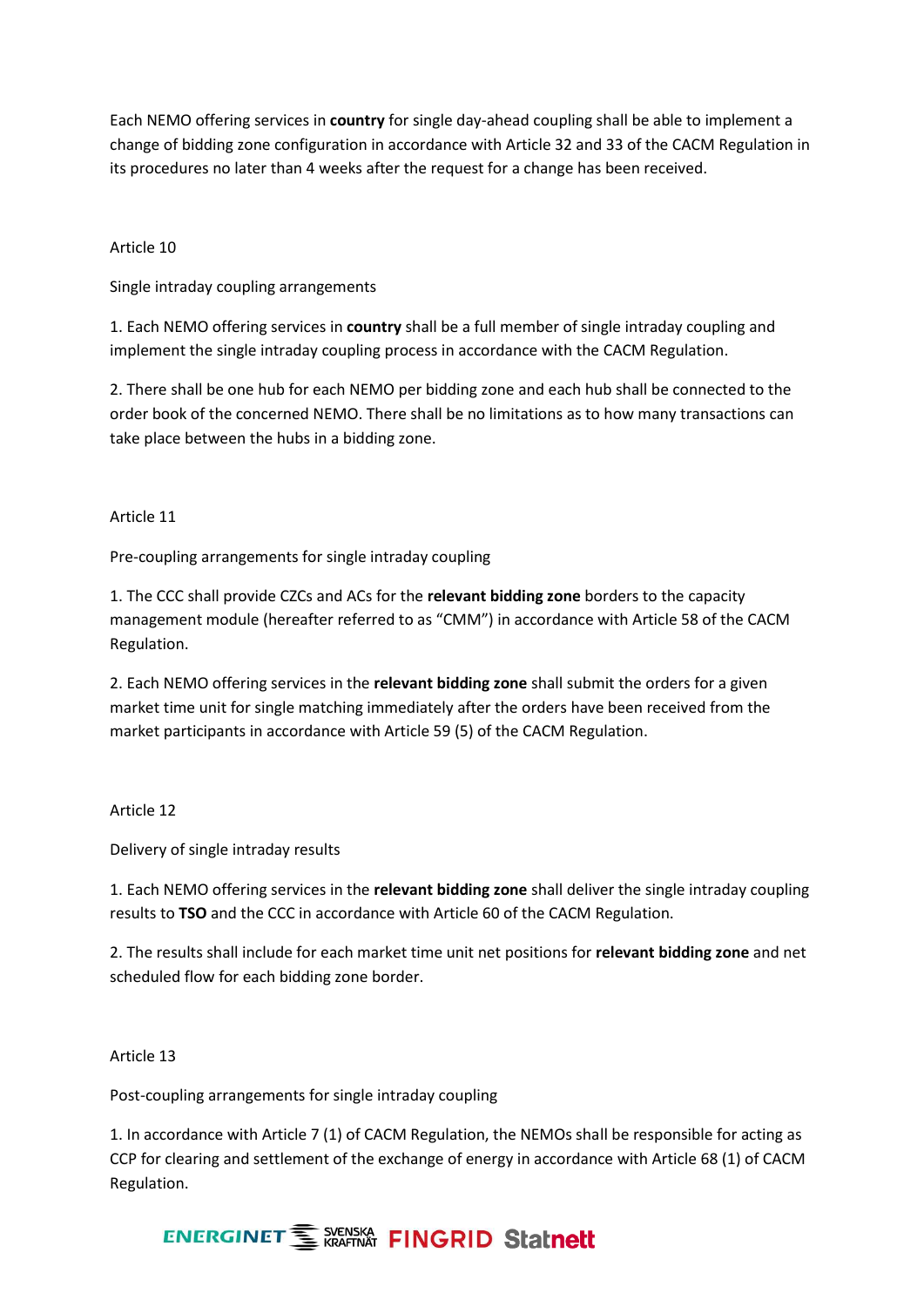Each NEMO offering services in **country** for single day-ahead coupling shall be able to implement a change of bidding zone configuration in accordance with Article 32 and 33 of the CACM Regulation in its procedures no later than 4 weeks after the request for a change has been received.

Article 10

Single intraday coupling arrangements

1. Each NEMO offering services in **country** shall be a full member of single intraday coupling and implement the single intraday coupling process in accordance with the CACM Regulation.

2. There shall be one hub for each NEMO per bidding zone and each hub shall be connected to the order book of the concerned NEMO. There shall be no limitations as to how many transactions can take place between the hubs in a bidding zone.

Article 11

Pre-coupling arrangements for single intraday coupling

1. The CCC shall provide CZCs and ACs for the **relevant bidding zone** borders to the capacity management module (hereafter referred to as "CMM") in accordance with Article 58 of the CACM Regulation.

2. Each NEMO offering services in the **relevant bidding zone** shall submit the orders for a given market time unit for single matching immediately after the orders have been received from the market participants in accordance with Article 59 (5) of the CACM Regulation.

Article 12

Delivery of single intraday results

1. Each NEMO offering services in the **relevant bidding zone** shall deliver the single intraday coupling results to **TSO** and the CCC in accordance with Article 60 of the CACM Regulation.

2. The results shall include for each market time unit net positions for **relevant bidding zone** and net scheduled flow for each bidding zone border.

Article 13

Post-coupling arrangements for single intraday coupling

1. In accordance with Article 7 (1) of CACM Regulation, the NEMOs shall be responsible for acting as CCP for clearing and settlement of the exchange of energy in accordance with Article 68 (1) of CACM Regulation.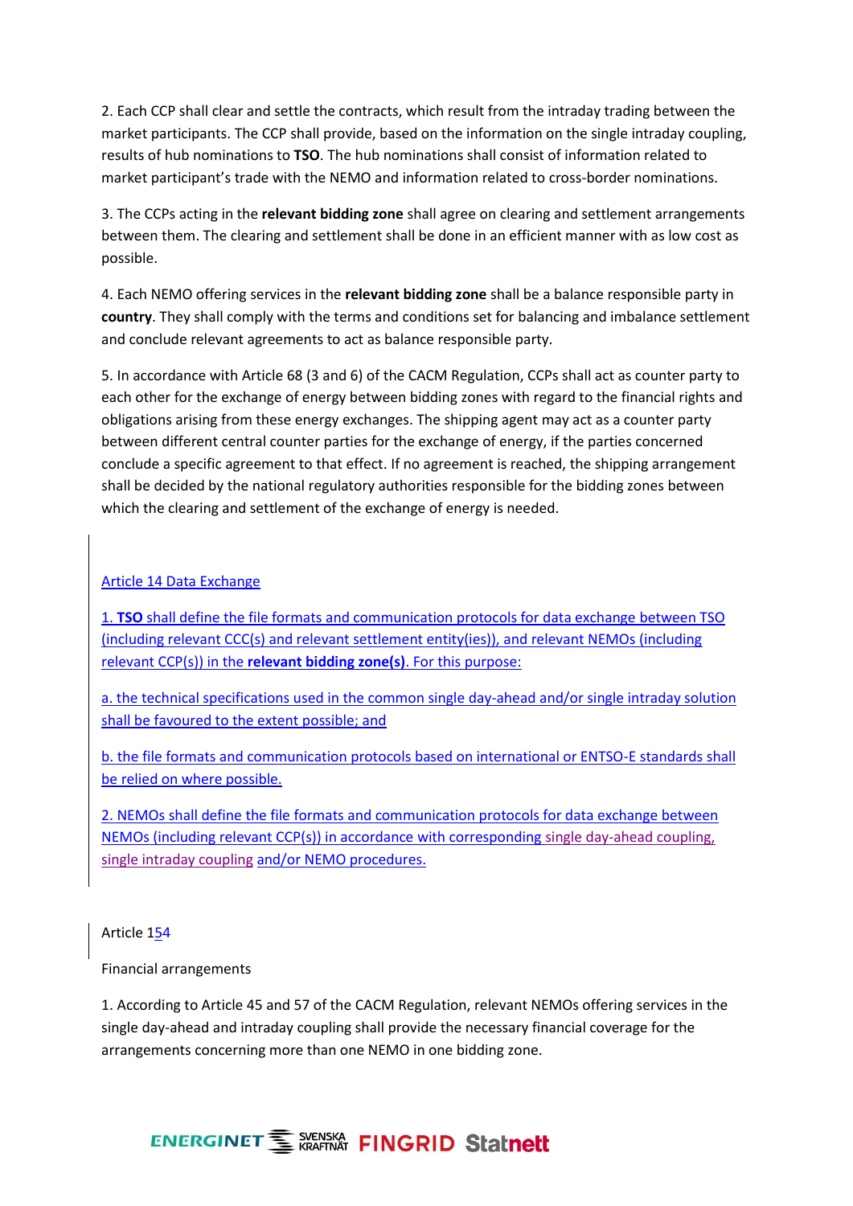2. Each CCP shall clear and settle the contracts, which result from the intraday trading between the market participants. The CCP shall provide, based on the information on the single intraday coupling, results of hub nominations to **TSO**. The hub nominations shall consist of information related to market participant's trade with the NEMO and information related to cross-border nominations.

3. The CCPs acting in the **relevant bidding zone** shall agree on clearing and settlement arrangements between them. The clearing and settlement shall be done in an efficient manner with as low cost as possible.

4. Each NEMO offering services in the **relevant bidding zone** shall be a balance responsible party in **country**. They shall comply with the terms and conditions set for balancing and imbalance settlement and conclude relevant agreements to act as balance responsible party.

5. In accordance with Article 68 (3 and 6) of the CACM Regulation, CCPs shall act as counter party to each other for the exchange of energy between bidding zones with regard to the financial rights and obligations arising from these energy exchanges. The shipping agent may act as a counter party between different central counter parties for the exchange of energy, if the parties concerned conclude a specific agreement to that effect. If no agreement is reached, the shipping arrangement shall be decided by the national regulatory authorities responsible for the bidding zones between which the clearing and settlement of the exchange of energy is needed.

Article 14 Data Exchange

1. **TSO** shall define the file formats and communication protocols for data exchange between TSO (including relevant CCC(s) and relevant settlement entity(ies)), and relevant NEMOs (including relevant CCP(s)) in the **relevant bidding zone(s)**. For this purpose:

a. the technical specifications used in the common single day-ahead and/or single intraday solution shall be favoured to the extent possible; and

b. the file formats and communication protocols based on international or ENTSO-E standards shall be relied on where possible.

2. NEMOs shall define the file formats and communication protocols for data exchange between NEMOs (including relevant CCP(s)) in accordance with corresponding single day-ahead coupling, single intraday coupling and/or NEMO procedures.

Article 154

Financial arrangements

1. According to Article 45 and 57 of the CACM Regulation, relevant NEMOs offering services in the single day-ahead and intraday coupling shall provide the necessary financial coverage for the arrangements concerning more than one NEMO in one bidding zone.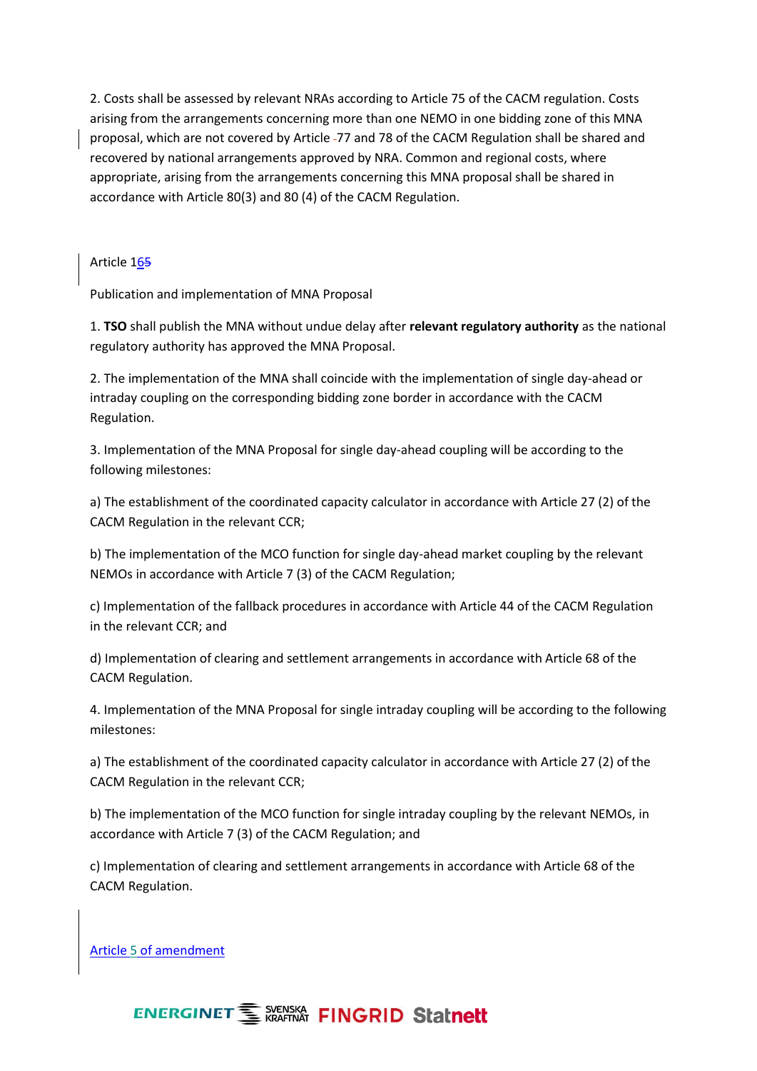2. Costs shall be assessed by relevant NRAs according to Article 75 of the CACM regulation. Costs arising from the arrangements concerning more than one NEMO in one bidding zone of this MNA proposal, which are not covered by Article 77 and 78 of the CACM Regulation shall be shared and recovered by national arrangements approved by NRA. Common and regional costs, where appropriate, arising from the arrangements concerning this MNA proposal shall be shared in accordance with Article 80(3) and 80 (4) of the CACM Regulation.

Article 165

Publication and implementation of MNA Proposal

1. **TSO** shall publish the MNA without undue delay after **relevant regulatory authority** as the national regulatory authority has approved the MNA Proposal.

2. The implementation of the MNA shall coincide with the implementation of single day-ahead or intraday coupling on the corresponding bidding zone border in accordance with the CACM Regulation.

3. Implementation of the MNA Proposal for single day-ahead coupling will be according to the following milestones:

a) The establishment of the coordinated capacity calculator in accordance with Article 27 (2) of the CACM Regulation in the relevant CCR;

b) The implementation of the MCO function for single day-ahead market coupling by the relevant NEMOs in accordance with Article 7 (3) of the CACM Regulation;

c) Implementation of the fallback procedures in accordance with Article 44 of the CACM Regulation in the relevant CCR; and

d) Implementation of clearing and settlement arrangements in accordance with Article 68 of the CACM Regulation.

4. Implementation of the MNA Proposal for single intraday coupling will be according to the following milestones:

a) The establishment of the coordinated capacity calculator in accordance with Article 27 (2) of the CACM Regulation in the relevant CCR;

b) The implementation of the MCO function for single intraday coupling by the relevant NEMOs, in accordance with Article 7 (3) of the CACM Regulation; and

c) Implementation of clearing and settlement arrangements in accordance with Article 68 of the CACM Regulation.

Article 5 of amendment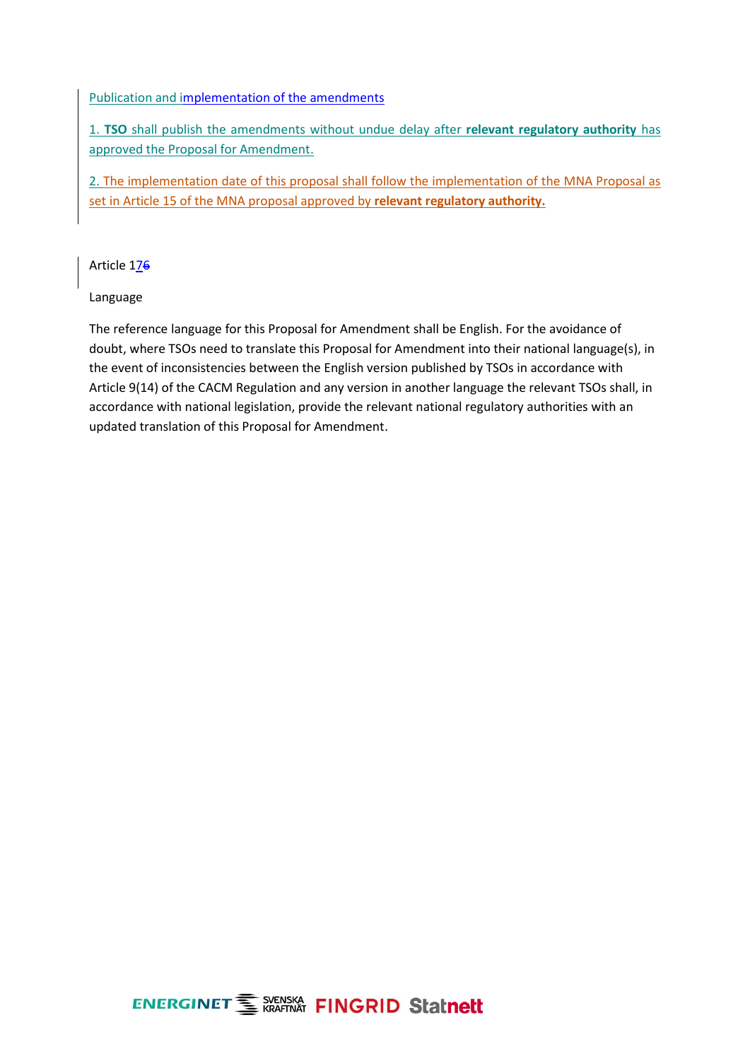Publication and implementation of the amendments

1. **TSO** shall publish the amendments without undue delay after **relevant regulatory authority** has approved the Proposal for Amendment.

2. The implementation date of this proposal shall follow the implementation of the MNA Proposal as set in Article 15 of the MNA proposal approved by **relevant regulatory authority.**

Article 176

Language

The reference language for this Proposal for Amendment shall be English. For the avoidance of doubt, where TSOs need to translate this Proposal for Amendment into their national language(s), in the event of inconsistencies between the English version published by TSOs in accordance with Article 9(14) of the CACM Regulation and any version in another language the relevant TSOs shall, in accordance with national legislation, provide the relevant national regulatory authorities with an updated translation of this Proposal for Amendment.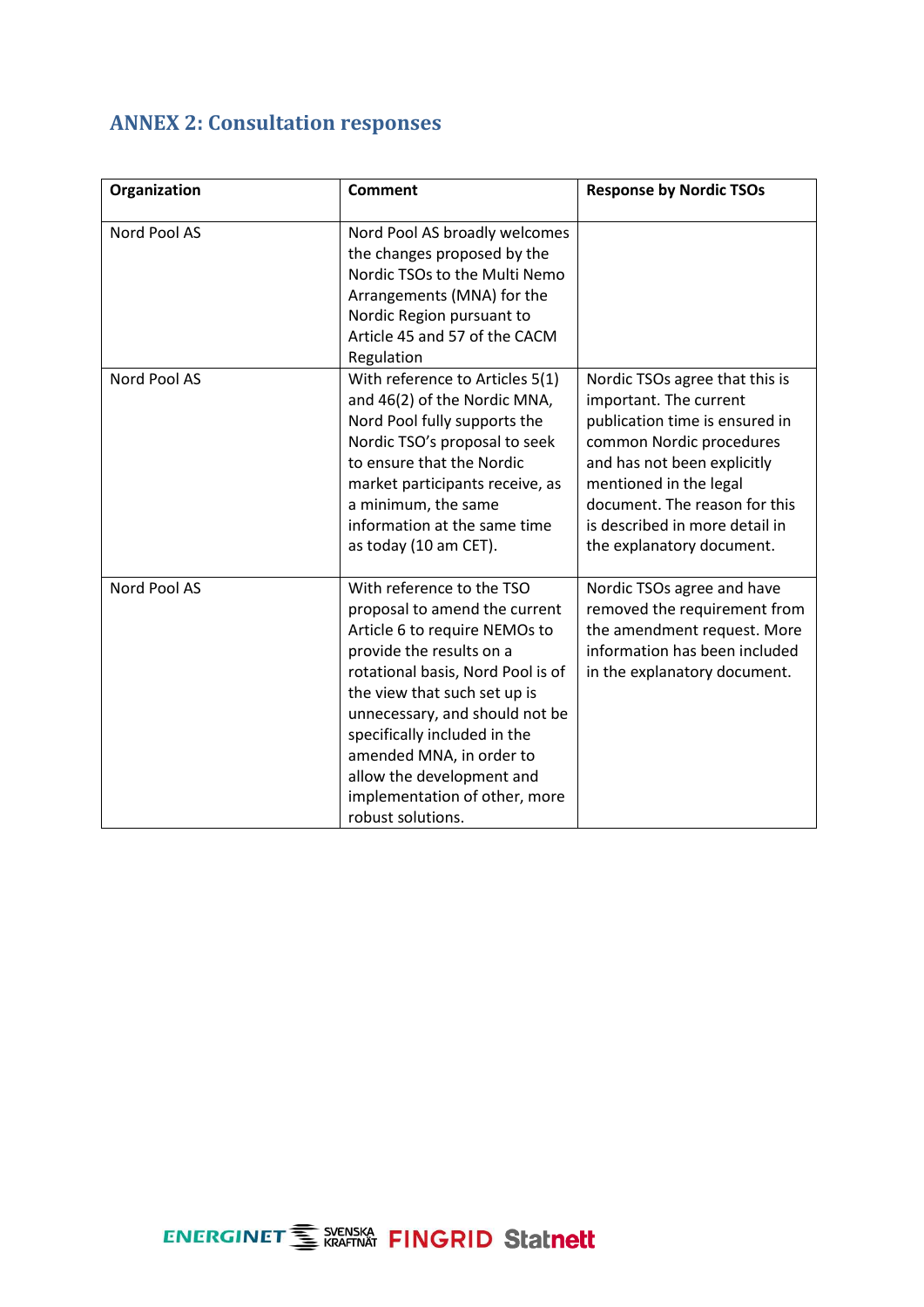## ANNEX 2: Consultation responses

| Organization | Comment | Response by Nordic TSOs |
|---|---|---|
| Nord Pool AS | Nord Pool AS broadly welcomes the changes proposed by the Nordic TSOs to the Multi Nemo Arrangements (MNA) for the Nordic Region pursuant to Article 45 and 57 of the CACM Regulation | |
| Nord Pool AS | With reference to Articles 5(1) and 46(2) of the Nordic MNA, Nord Pool fully supports the Nordic TSO's proposal to seek to ensure that the Nordic market participants receive, as a minimum, the same information at the same time as today (10 am CET). | Nordic TSOs agree that this is important. The current publication time is ensured in common Nordic procedures and has not been explicitly mentioned in the legal document. The reason for this is described in more detail in the explanatory document. |
| Nord Pool AS | With reference to the TSO proposal to amend the current Article 6 to require NEMOs to provide the results on a rotational basis, Nord Pool is of the view that such set up is unnecessary, and should not be specifically included in the amended MNA, in order to allow the development and implementation of other, more robust solutions. | Nordic TSOs agree and have removed the requirement from the amendment request. More information has been included in the explanatory document. |